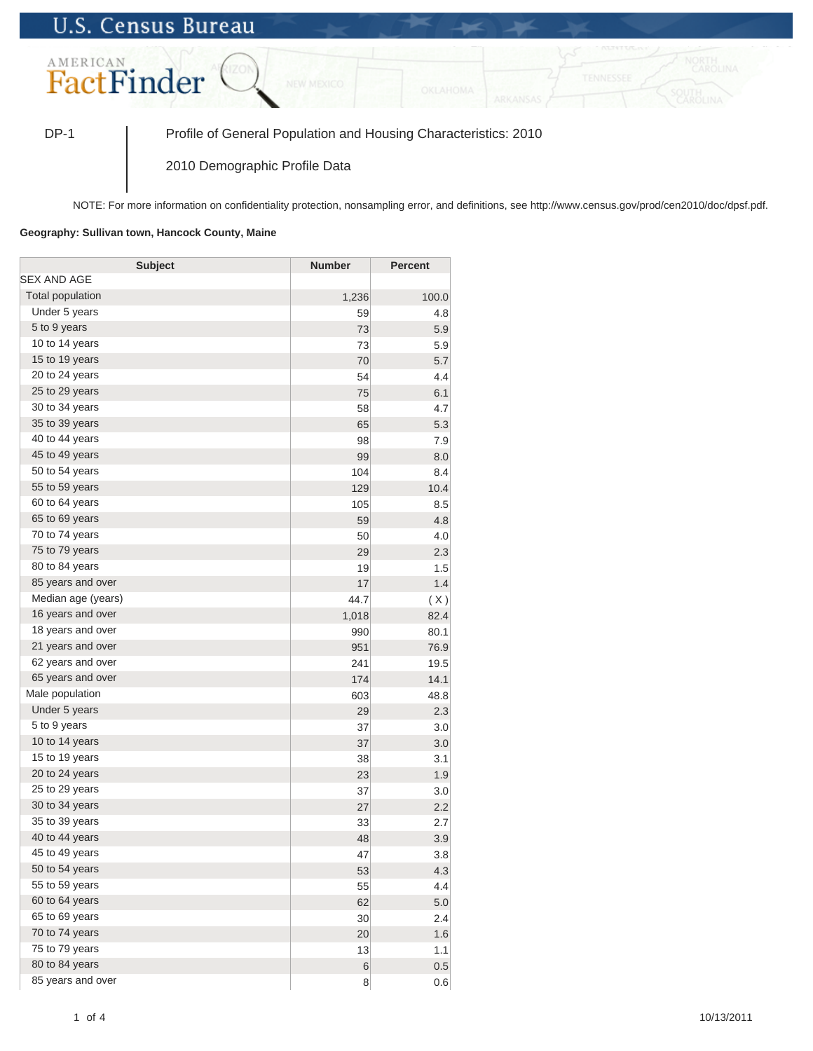U.S. Census Bureau

AMERICAN FactFinder

DP-1 | Profile of General Population and Housing Characteristics: 2010

2010 Demographic Profile Data

NOTE: For more information on confidentiality protection, nonsampling error, and definitions, see http://www.census.gov/prod/cen2010/doc/dpsf.pdf.

**Geography: Sullivan town, Hancock County, Maine**

| Subject | Number | Percent |
|---|---|---|
| SEX AND AGE | | |
| Total population | 1,236 | 100.0 |
| Under 5 years | 59 | 4.8 |
| 5 to 9 years | 73 | 5.9 |
| 10 to 14 years | 73 | 5.9 |
| 15 to 19 years | 70 | 5.7 |
| 20 to 24 years | 54 | 4.4 |
| 25 to 29 years | 75 | 6.1 |
| 30 to 34 years | 58 | 4.7 |
| 35 to 39 years | 65 | 5.3 |
| 40 to 44 years | 98 | 7.9 |
| 45 to 49 years | 99 | 8.0 |
| 50 to 54 years | 104 | 8.4 |
| 55 to 59 years | 129 | 10.4 |
| 60 to 64 years | 105 | 8.5 |
| 65 to 69 years | 59 | 4.8 |
| 70 to 74 years | 50 | 4.0 |
| 75 to 79 years | 29 | 2.3 |
| 80 to 84 years | 19 | 1.5 |
| 85 years and over | 17 | 1.4 |
| Median age (years) | 44.7 | ( X ) |
| 16 years and over | 1,018 | 82.4 |
| 18 years and over | 990 | 80.1 |
| 21 years and over | 951 | 76.9 |
| 62 years and over | 241 | 19.5 |
| 65 years and over | 174 | 14.1 |
| Male population | 603 | 48.8 |
| Under 5 years | 29 | 2.3 |
| 5 to 9 years | 37 | 3.0 |
| 10 to 14 years | 37 | 3.0 |
| 15 to 19 years | 38 | 3.1 |
| 20 to 24 years | 23 | 1.9 |
| 25 to 29 years | 37 | 3.0 |
| 30 to 34 years | 27 | 2.2 |
| 35 to 39 years | 33 | 2.7 |
| 40 to 44 years | 48 | 3.9 |
| 45 to 49 years | 47 | 3.8 |
| 50 to 54 years | 53 | 4.3 |
| 55 to 59 years | 55 | 4.4 |
| 60 to 64 years | 62 | 5.0 |
| 65 to 69 years | 30 | 2.4 |
| 70 to 74 years | 20 | 1.6 |
| 75 to 79 years | 13 | 1.1 |
| 80 to 84 years | 6 | 0.5 |
| 85 years and over | 8 | 0.6 |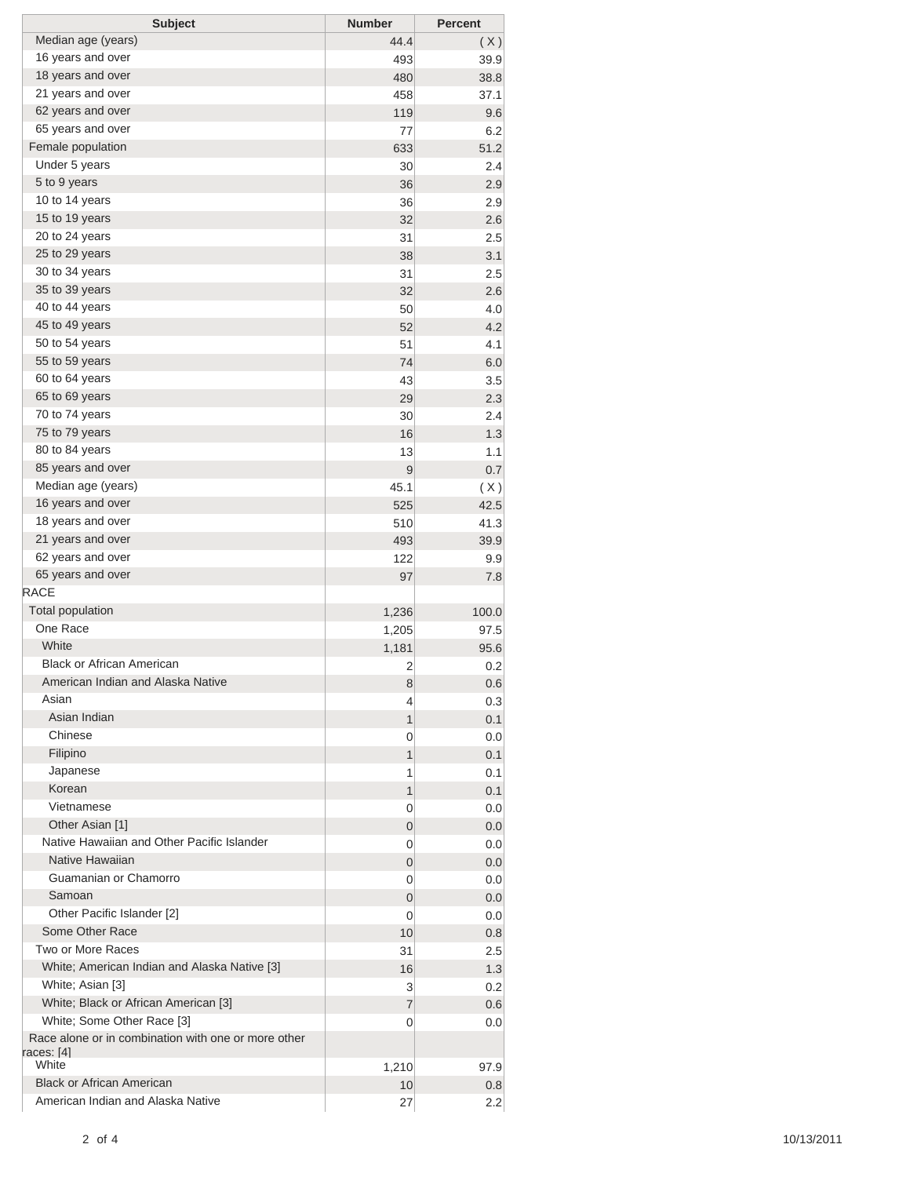| Subject | Number | Percent |
|---|---|---|
| Median age (years) | 44.4 | ( X ) |
| 16 years and over | 493 | 39.9 |
| 18 years and over | 480 | 38.8 |
| 21 years and over | 458 | 37.1 |
| 62 years and over | 119 | 9.6 |
| 65 years and over | 77 | 6.2 |
| Female population | 633 | 51.2 |
| Under 5 years | 30 | 2.4 |
| 5 to 9 years | 36 | 2.9 |
| 10 to 14 years | 36 | 2.9 |
| 15 to 19 years | 32 | 2.6 |
| 20 to 24 years | 31 | 2.5 |
| 25 to 29 years | 38 | 3.1 |
| 30 to 34 years | 31 | 2.5 |
| 35 to 39 years | 32 | 2.6 |
| 40 to 44 years | 50 | 4.0 |
| 45 to 49 years | 52 | 4.2 |
| 50 to 54 years | 51 | 4.1 |
| 55 to 59 years | 74 | 6.0 |
| 60 to 64 years | 43 | 3.5 |
| 65 to 69 years | 29 | 2.3 |
| 70 to 74 years | 30 | 2.4 |
| 75 to 79 years | 16 | 1.3 |
| 80 to 84 years | 13 | 1.1 |
| 85 years and over | 9 | 0.7 |
| Median age (years) | 45.1 | ( X ) |
| 16 years and over | 525 | 42.5 |
| 18 years and over | 510 | 41.3 |
| 21 years and over | 493 | 39.9 |
| 62 years and over | 122 | 9.9 |
| 65 years and over | 97 | 7.8 |
| RACE | | |
| Total population | 1,236 | 100.0 |
| One Race | 1,205 | 97.5 |
| White | 1,181 | 95.6 |
| Black or African American | 2 | 0.2 |
| American Indian and Alaska Native | 8 | 0.6 |
| Asian | 4 | 0.3 |
| Asian Indian | 1 | 0.1 |
| Chinese | 0 | 0.0 |
| Filipino | 1 | 0.1 |
| Japanese | 1 | 0.1 |
| Korean | 1 | 0.1 |
| Vietnamese | 0 | 0.0 |
| Other Asian [1] | 0 | 0.0 |
| Native Hawaiian and Other Pacific Islander | 0 | 0.0 |
| Native Hawaiian | 0 | 0.0 |
| Guamanian or Chamorro | 0 | 0.0 |
| Samoan | 0 | 0.0 |
| Other Pacific Islander [2] | 0 | 0.0 |
| Some Other Race | 10 | 0.8 |
| Two or More Races | 31 | 2.5 |
| White; American Indian and Alaska Native [3] | 16 | 1.3 |
| White; Asian [3] | 3 | 0.2 |
| White; Black or African American [3] | 7 | 0.6 |
| White; Some Other Race [3] | 0 | 0.0 |
| Race alone or in combination with one or more other races: [4] | | |
| White | 1,210 | 97.9 |
| Black or African American | 10 | 0.8 |
| American Indian and Alaska Native | 27 | 2.2 |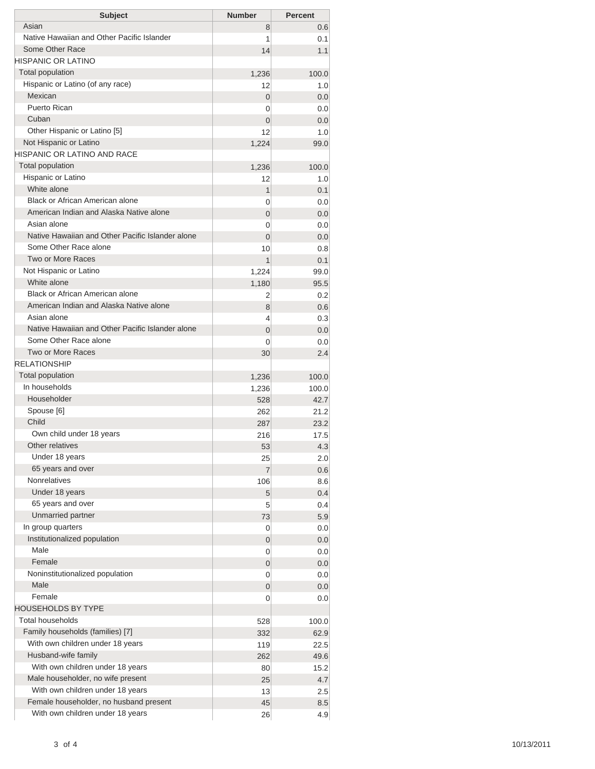| Subject | Number | Percent |
|---|---|---|
| Asian | 8 | 0.6 |
| Native Hawaiian and Other Pacific Islander | 1 | 0.1 |
| Some Other Race | 14 | 1.1 |
| HISPANIC OR LATINO | | |
| Total population | 1,236 | 100.0 |
| Hispanic or Latino (of any race) | 12 | 1.0 |
| Mexican | 0 | 0.0 |
| Puerto Rican | 0 | 0.0 |
| Cuban | 0 | 0.0 |
| Other Hispanic or Latino [5] | 12 | 1.0 |
| Not Hispanic or Latino | 1,224 | 99.0 |
| HISPANIC OR LATINO AND RACE | | |
| Total population | 1,236 | 100.0 |
| Hispanic or Latino | 12 | 1.0 |
| White alone | 1 | 0.1 |
| Black or African American alone | 0 | 0.0 |
| American Indian and Alaska Native alone | 0 | 0.0 |
| Asian alone | 0 | 0.0 |
| Native Hawaiian and Other Pacific Islander alone | 0 | 0.0 |
| Some Other Race alone | 10 | 0.8 |
| Two or More Races | 1 | 0.1 |
| Not Hispanic or Latino | 1,224 | 99.0 |
| White alone | 1,180 | 95.5 |
| Black or African American alone | 2 | 0.2 |
| American Indian and Alaska Native alone | 8 | 0.6 |
| Asian alone | 4 | 0.3 |
| Native Hawaiian and Other Pacific Islander alone | 0 | 0.0 |
| Some Other Race alone | 0 | 0.0 |
| Two or More Races | 30 | 2.4 |
| RELATIONSHIP | | |
| Total population | 1,236 | 100.0 |
| In households | 1,236 | 100.0 |
| Householder | 528 | 42.7 |
| Spouse [6] | 262 | 21.2 |
| Child | 287 | 23.2 |
| Own child under 18 years | 216 | 17.5 |
| Other relatives | 53 | 4.3 |
| Under 18 years | 25 | 2.0 |
| 65 years and over | 7 | 0.6 |
| Nonrelatives | 106 | 8.6 |
| Under 18 years | 5 | 0.4 |
| 65 years and over | 5 | 0.4 |
| Unmarried partner | 73 | 5.9 |
| In group quarters | 0 | 0.0 |
| Institutionalized population | 0 | 0.0 |
| Male | 0 | 0.0 |
| Female | 0 | 0.0 |
| Noninstitutionalized population | 0 | 0.0 |
| Male | 0 | 0.0 |
| Female | 0 | 0.0 |
| HOUSEHOLDS BY TYPE | | |
| Total households | 528 | 100.0 |
| Family households (families) [7] | 332 | 62.9 |
| With own children under 18 years | 119 | 22.5 |
| Husband-wife family | 262 | 49.6 |
| With own children under 18 years | 80 | 15.2 |
| Male householder, no wife present | 25 | 4.7 |
| With own children under 18 years | 13 | 2.5 |
| Female householder, no husband present | 45 | 8.5 |
| With own children under 18 years | 26 | 4.9 |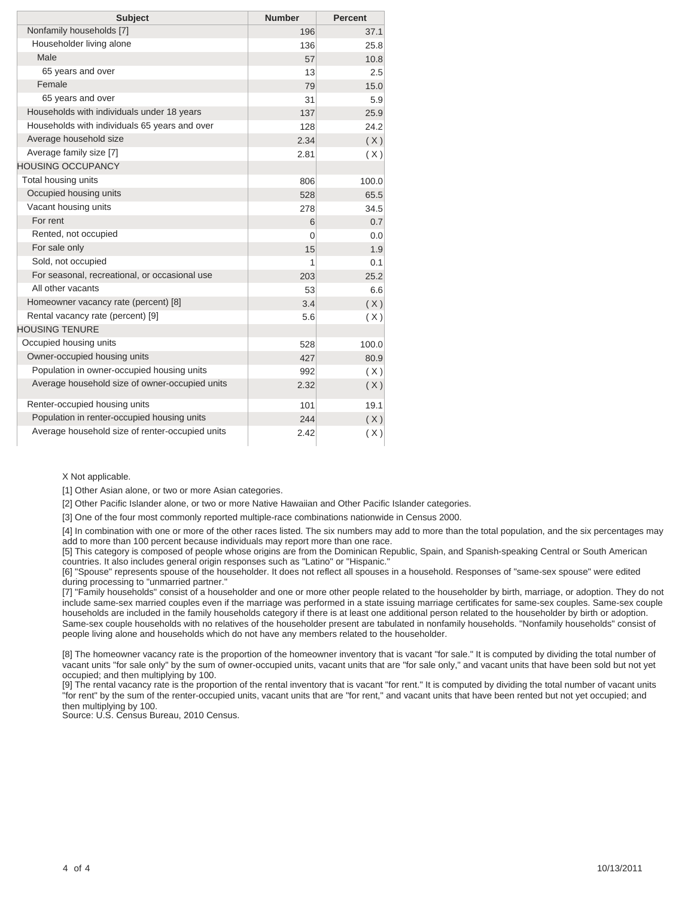| Subject | Number | Percent |
|---|---|---|
| Nonfamily households [7] | 196 | 37.1 |
| Householder living alone | 136 | 25.8 |
| Male | 57 | 10.8 |
| 65 years and over | 13 | 2.5 |
| Female | 79 | 15.0 |
| 65 years and over | 31 | 5.9 |
| Households with individuals under 18 years | 137 | 25.9 |
| Households with individuals 65 years and over | 128 | 24.2 |
| Average household size | 2.34 | ( X ) |
| Average family size [7] | 2.81 | ( X ) |
| HOUSING OCCUPANCY | | |
| Total housing units | 806 | 100.0 |
| Occupied housing units | 528 | 65.5 |
| Vacant housing units | 278 | 34.5 |
| For rent | 6 | 0.7 |
| Rented, not occupied | 0 | 0.0 |
| For sale only | 15 | 1.9 |
| Sold, not occupied | 1 | 0.1 |
| For seasonal, recreational, or occasional use | 203 | 25.2 |
| All other vacants | 53 | 6.6 |
| Homeowner vacancy rate (percent) [8] | 3.4 | ( X ) |
| Rental vacancy rate (percent) [9] | 5.6 | ( X ) |
| HOUSING TENURE | | |
| Occupied housing units | 528 | 100.0 |
| Owner-occupied housing units | 427 | 80.9 |
| Population in owner-occupied housing units | 992 | ( X ) |
| Average household size of owner-occupied units | 2.32 | ( X ) |
| Renter-occupied housing units | 101 | 19.1 |
| Population in renter-occupied housing units | 244 | ( X ) |
| Average household size of renter-occupied units | 2.42 | ( X ) |

X Not applicable.

[1] Other Asian alone, or two or more Asian categories.

[2] Other Pacific Islander alone, or two or more Native Hawaiian and Other Pacific Islander categories.

[3] One of the four most commonly reported multiple-race combinations nationwide in Census 2000.

[4] In combination with one or more of the other races listed. The six numbers may add to more than the total population, and the six percentages may add to more than 100 percent because individuals may report more than one race.

[5] This category is composed of people whose origins are from the Dominican Republic, Spain, and Spanish-speaking Central or South American countries. It also includes general origin responses such as "Latino" or "Hispanic."

[6] "Spouse" represents spouse of the householder. It does not reflect all spouses in a household. Responses of "same-sex spouse" were edited during processing to "unmarried partner."

[7] "Family households" consist of a householder and one or more other people related to the householder by birth, marriage, or adoption. They do not include same-sex married couples even if the marriage was performed in a state issuing marriage certificates for same-sex couples. Same-sex couple households are included in the family households category if there is at least one additional person related to the householder by birth or adoption. Same-sex couple households with no relatives of the householder present are tabulated in nonfamily households. "Nonfamily households" consist of people living alone and households which do not have any members related to the householder.

[8] The homeowner vacancy rate is the proportion of the homeowner inventory that is vacant "for sale." It is computed by dividing the total number of vacant units "for sale only" by the sum of owner-occupied units, vacant units that are "for sale only," and vacant units that have been sold but not yet occupied; and then multiplying by 100.

[9] The rental vacancy rate is the proportion of the rental inventory that is vacant "for rent." It is computed by dividing the total number of vacant units "for rent" by the sum of the renter-occupied units, vacant units that are "for rent," and vacant units that have been rented but not yet occupied; and then multiplying by 100.

Source: U.S. Census Bureau, 2010 Census.